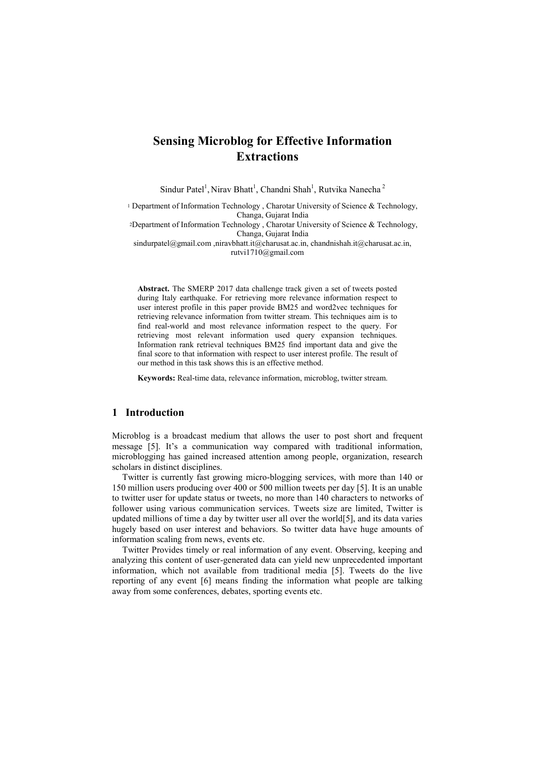# Sensing Microblog for Effective Information Extractions

Sindur Patel[1], Nirav Bhatt[1], Chandni Shah[1], Rutvika Nanecha[2]

[1] Department of Information Technology , Charotar University of Science & Technology, Changa, Gujarat India
[2]Department of Information Technology , Charotar University of Science & Technology, Changa, Gujarat India
sindurpatel@gmail.com ,niravbhatt.it@charusat.ac.in, chandnishah.it@charusat.ac.in, rutvi1710@gmail.com

**Abstract.** The SMERP 2017 data challenge track given a set of tweets posted during Italy earthquake. For retrieving more relevance information respect to user interest profile in this paper provide BM25 and word2vec techniques for retrieving relevance information from twitter stream. This techniques aim is to find real-world and most relevance information respect to the query. For retrieving most relevant information used query expansion techniques. Information rank retrieval techniques BM25 find important data and give the final score to that information with respect to user interest profile. The result of our method in this task shows this is an effective method.

**Keywords:** Real-time data, relevance information, microblog, twitter stream.

## 1 Introduction

Microblog is a broadcast medium that allows the user to post short and frequent message [5]. It's a communication way compared with traditional information, microblogging has gained increased attention among people, organization, research scholars in distinct disciplines.

Twitter is currently fast growing micro-blogging services, with more than 140 or 150 million users producing over 400 or 500 million tweets per day [5]. It is an unable to twitter user for update status or tweets, no more than 140 characters to networks of follower using various communication services. Tweets size are limited, Twitter is updated millions of time a day by twitter user all over the world[5], and its data varies hugely based on user interest and behaviors. So twitter data have huge amounts of information scaling from news, events etc.

Twitter Provides timely or real information of any event. Observing, keeping and analyzing this content of user-generated data can yield new unprecedented important information, which not available from traditional media [5]. Tweets do the live reporting of any event [6] means finding the information what people are talking away from some conferences, debates, sporting events etc.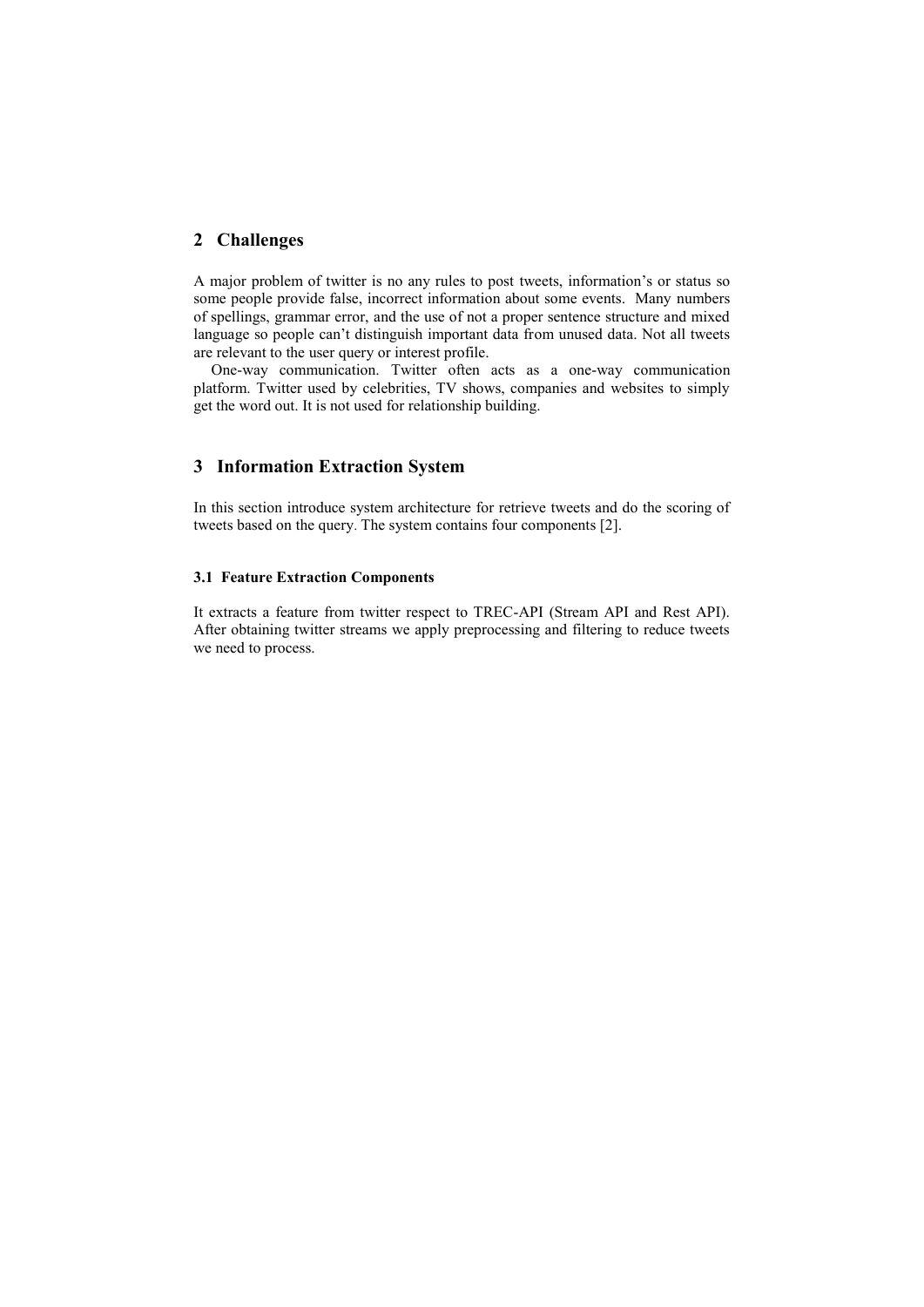## 2 Challenges

A major problem of twitter is no any rules to post tweets, information's or status so some people provide false, incorrect information about some events. Many numbers of spellings, grammar error, and the use of not a proper sentence structure and mixed language so people can't distinguish important data from unused data. Not all tweets are relevant to the user query or interest profile.

One-way communication. Twitter often acts as a one-way communication platform. Twitter used by celebrities, TV shows, companies and websites to simply get the word out. It is not used for relationship building.

## 3 Information Extraction System

In this section introduce system architecture for retrieve tweets and do the scoring of tweets based on the query. The system contains four components [2].

### 3.1 Feature Extraction Components

It extracts a feature from twitter respect to TREC-API (Stream API and Rest API). After obtaining twitter streams we apply preprocessing and filtering to reduce tweets we need to process.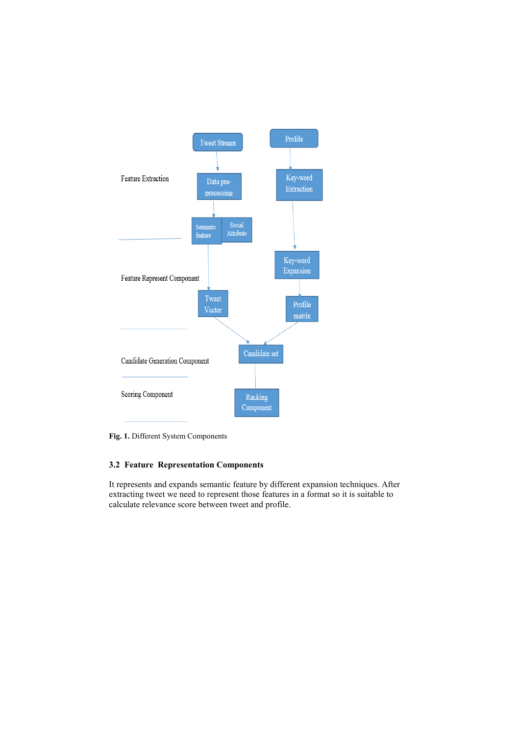Feature Extraction

Tweet Stream → Data pre-processing → Semantic feature | Social Attribute

Profile → Key-word Extraction → Key-word Expansion

Feature Represent Component

Tweet Vector | Profile matrix

Candidate Generation Component

Candidate set

Scoring Component

Ranking Component

**Fig. 1.** Different System Components

### 3.2 Feature Representation Components

It represents and expands semantic feature by different expansion techniques. After extracting tweet we need to represent those features in a format so it is suitable to calculate relevance score between tweet and profile.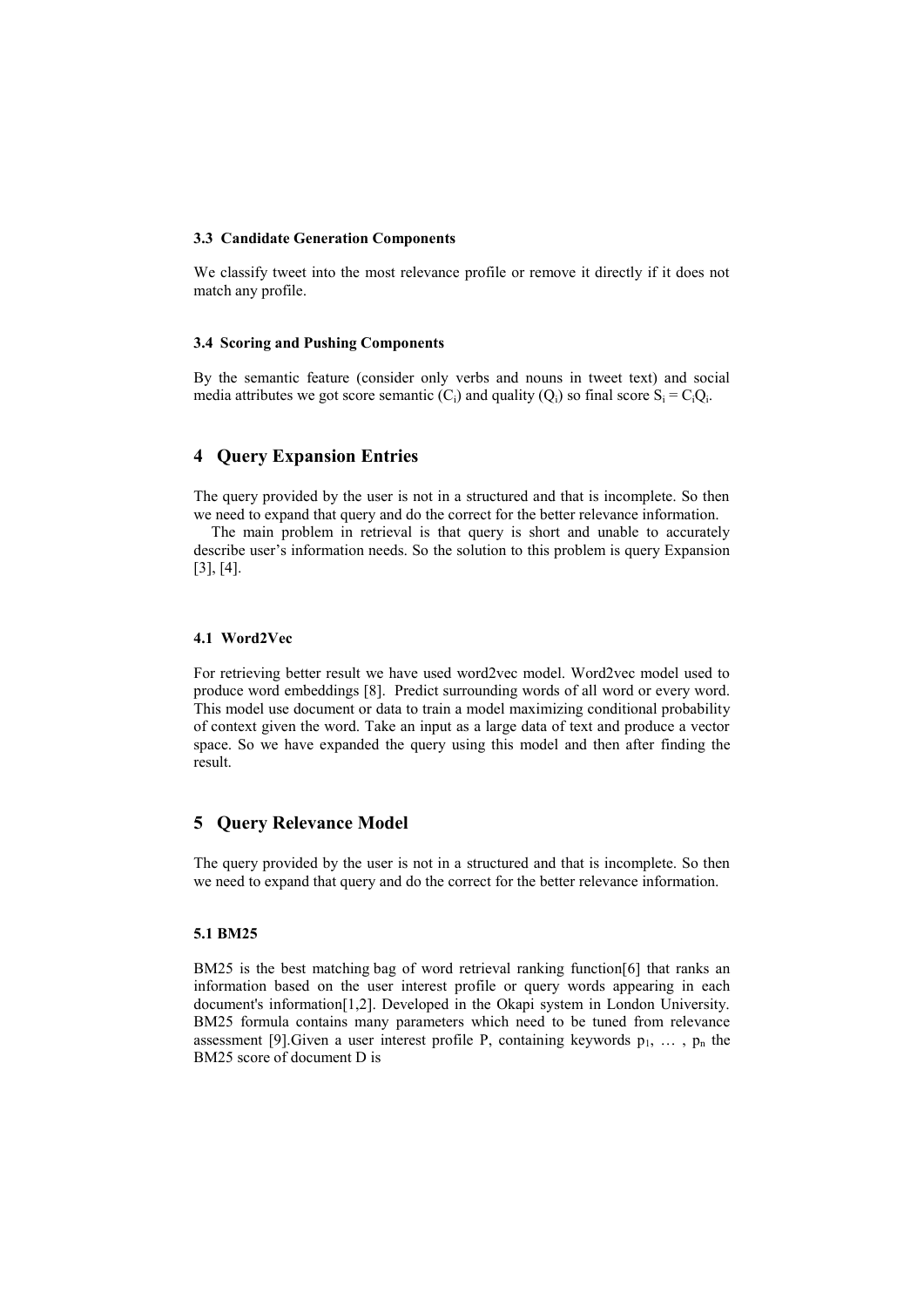### 3.3 Candidate Generation Components

We classify tweet into the most relevance profile or remove it directly if it does not match any profile.

### 3.4 Scoring and Pushing Components

By the semantic feature (consider only verbs and nouns in tweet text) and social media attributes we got score semantic ($C_i$) and quality ($Q_i$) so final score $S_i = C_iQ_i$.

## 4 Query Expansion Entries

The query provided by the user is not in a structured and that is incomplete. So then we need to expand that query and do the correct for the better relevance information.

The main problem in retrieval is that query is short and unable to accurately describe user's information needs. So the solution to this problem is query Expansion [3], [4].

### 4.1 Word2Vec

For retrieving better result we have used word2vec model. Word2vec model used to produce word embeddings [8]. Predict surrounding words of all word or every word. This model use document or data to train a model maximizing conditional probability of context given the word. Take an input as a large data of text and produce a vector space. So we have expanded the query using this model and then after finding the result.

## 5 Query Relevance Model

The query provided by the user is not in a structured and that is incomplete. So then we need to expand that query and do the correct for the better relevance information.

### 5.1 BM25

BM25 is the best matching bag of word retrieval ranking function[6] that ranks an information based on the user interest profile or query words appearing in each document's information[1,2]. Developed in the Okapi system in London University. BM25 formula contains many parameters which need to be tuned from relevance assessment [9].Given a user interest profile P, containing keywords $p_1, \ldots, p_n$ the BM25 score of document D is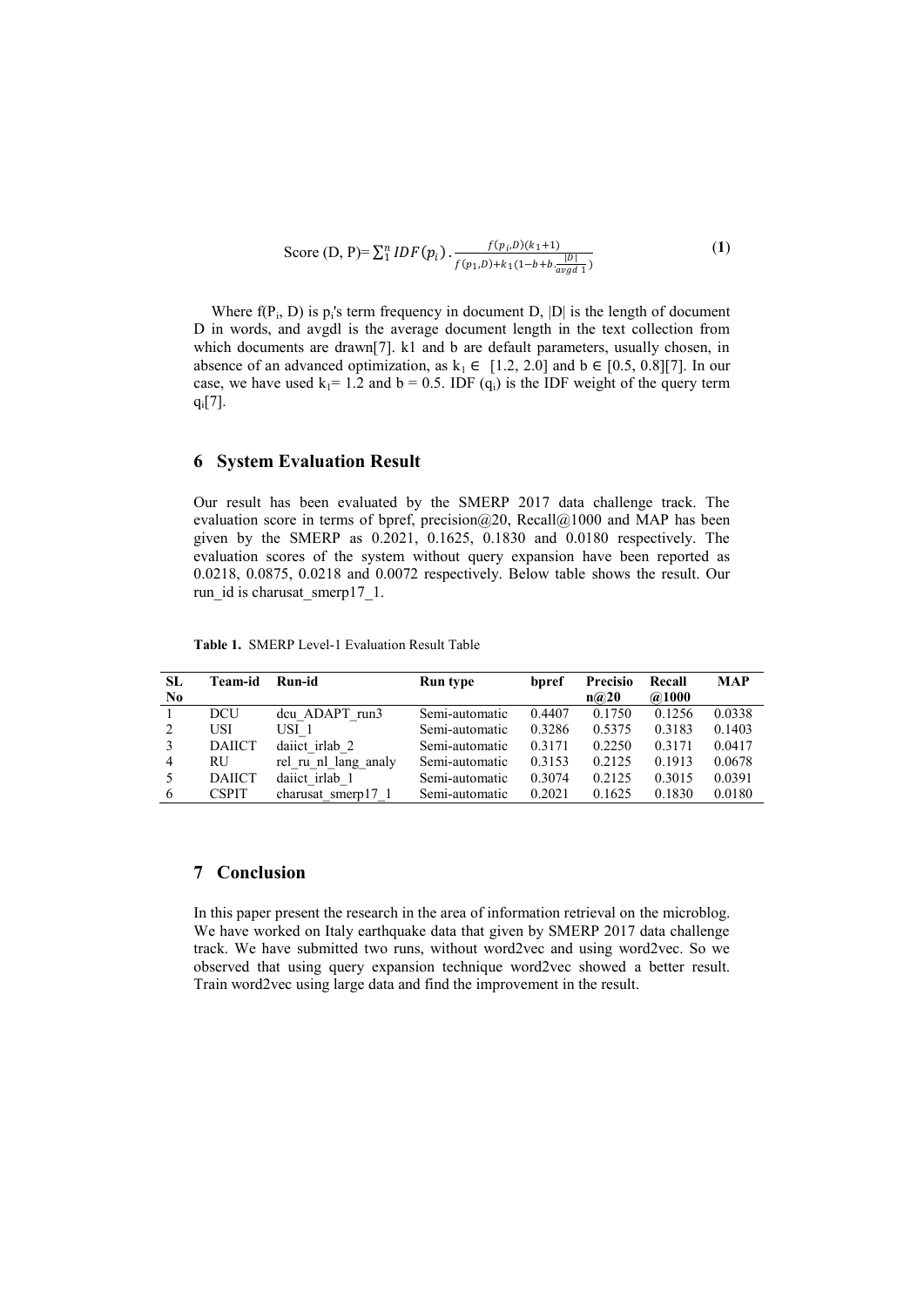$$\text{Score (D, P)} = \sum_{1}^{n} IDF(p_i) \cdot \frac{f(p_i, D)(k_1+1)}{f(p_1, D) + k_1(1 - b + b \cdot \frac{|D|}{avgd\ 1})} \quad \textbf{(1)}$$

Where $f(P_i, D)$ is $p_i$'s term frequency in document D, |D| is the length of document D in words, and avgdl is the average document length in the text collection from which documents are drawn[7]. k1 and b are default parameters, usually chosen, in absence of an advanced optimization, as $k_1 \in [1.2, 2.0]$ and $b \in [0.5, 0.8]$[7]. In our case, we have used $k_1 = 1.2$ and $b = 0.5$. IDF ($q_i$) is the IDF weight of the query term $q_i$[7].

## 6 System Evaluation Result

Our result has been evaluated by the SMERP 2017 data challenge track. The evaluation score in terms of bpref, precision@20, Recall@1000 and MAP has been given by the SMERP as 0.2021, 0.1625, 0.1830 and 0.0180 respectively. The evaluation scores of the system without query expansion have been reported as 0.0218, 0.0875, 0.0218 and 0.0072 respectively. Below table shows the result. Our run_id is charusat_smerp17_1.

**Table 1.** SMERP Level-1 Evaluation Result Table

| SL No | Team-id | Run-id | Run type | bpref | Precision@20 | Recall @1000 | MAP |
|---|---|---|---|---|---|---|---|
| 1 | DCU | dcu_ADAPT_run3 | Semi-automatic | 0.4407 | 0.1750 | 0.1256 | 0.0338 |
| 2 | USI | USI_1 | Semi-automatic | 0.3286 | 0.5375 | 0.3183 | 0.1403 |
| 3 | DAIICT | daiict_irlab_2 | Semi-automatic | 0.3171 | 0.2250 | 0.3171 | 0.0417 |
| 4 | RU | rel_ru_nl_lang_analy | Semi-automatic | 0.3153 | 0.2125 | 0.1913 | 0.0678 |
| 5 | DAIICT | daiict_irlab_1 | Semi-automatic | 0.3074 | 0.2125 | 0.3015 | 0.0391 |
| 6 | CSPIT | charusat_smerp17_1 | Semi-automatic | 0.2021 | 0.1625 | 0.1830 | 0.0180 |

## 7 Conclusion

In this paper present the research in the area of information retrieval on the microblog. We have worked on Italy earthquake data that given by SMERP 2017 data challenge track. We have submitted two runs, without word2vec and using word2vec. So we observed that using query expansion technique word2vec showed a better result. Train word2vec using large data and find the improvement in the result.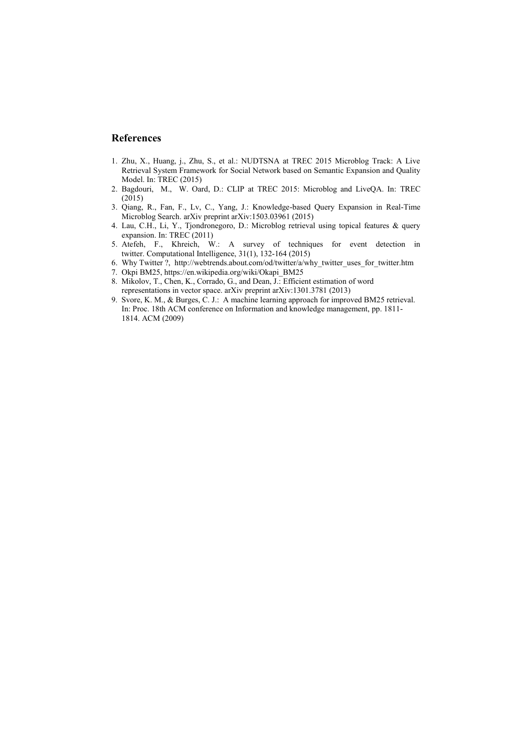## References

1. Zhu, X., Huang, j., Zhu, S., et al.: NUDTSNA at TREC 2015 Microblog Track: A Live Retrieval System Framework for Social Network based on Semantic Expansion and Quality Model. In: TREC (2015)
2. Bagdouri, M., W. Oard, D.: CLIP at TREC 2015: Microblog and LiveQA. In: TREC (2015)
3. Qiang, R., Fan, F., Lv, C., Yang, J.: Knowledge-based Query Expansion in Real-Time Microblog Search. arXiv preprint arXiv:1503.03961 (2015)
4. Lau, C.H., Li, Y., Tjondronegoro, D.: Microblog retrieval using topical features & query expansion. In: TREC (2011)
5. Atefeh, F., Khreich, W.: A survey of techniques for event detection in twitter. Computational Intelligence, 31(1), 132-164 (2015)
6. Why Twitter ?, http://webtrends.about.com/od/twitter/a/why_twitter_uses_for_twitter.htm
7. Okpi BM25, https://en.wikipedia.org/wiki/Okapi_BM25
8. Mikolov, T., Chen, K., Corrado, G., and Dean, J.: Efficient estimation of word representations in vector space. arXiv preprint arXiv:1301.3781 (2013)
9. Svore, K. M., & Burges, C. J.: A machine learning approach for improved BM25 retrieval. In: Proc. 18th ACM conference on Information and knowledge management, pp. 1811-1814. ACM (2009)